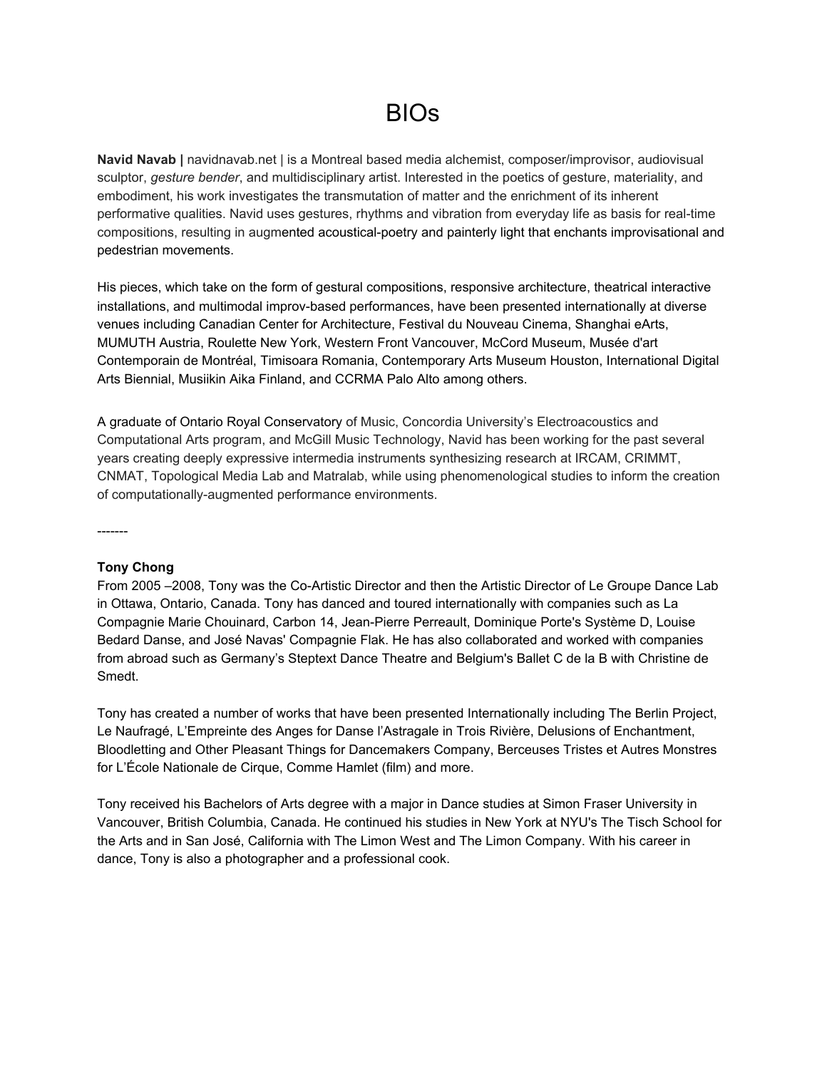# BIOs

**Navid Navab |** navidnavab.net | is a Montreal based media alchemist, composer/improvisor, audiovisual sculptor, *gesture bender*, and multidisciplinary artist. Interested in the poetics of gesture, materiality, and embodiment, his work investigates the transmutation of matter and the enrichment of its inherent performative qualities. Navid uses gestures, rhythms and vibration from everyday life as basis for real-time compositions, resulting in augmented acoustical-poetry and painterly light that enchants improvisational and pedestrian movements.

His pieces, which take on the form of gestural compositions, responsive architecture, theatrical interactive installations, and multimodal improv-based performances, have been presented internationally at diverse venues including Canadian Center for Architecture, Festival du Nouveau Cinema, Shanghai eArts, MUMUTH Austria, Roulette New York, Western Front Vancouver, McCord Museum, Musée d'art Contemporain de Montréal, Timisoara Romania, Contemporary Arts Museum Houston, International Digital Arts Biennial, Musiikin Aika Finland, and CCRMA Palo Alto among others.

A graduate of Ontario Royal Conservatory of Music, Concordia University's Electroacoustics and Computational Arts program, and McGill Music Technology, Navid has been working for the past several years creating deeply expressive intermedia instruments synthesizing research at IRCAM, CRIMMT, CNMAT, Topological Media Lab and Matralab, while using phenomenological studies to inform the creation of computationally-augmented performance environments.

-------

**Tony Chong**

From 2005 –2008, Tony was the Co-Artistic Director and then the Artistic Director of Le Groupe Dance Lab in Ottawa, Ontario, Canada. Tony has danced and toured internationally with companies such as La Compagnie Marie Chouinard, Carbon 14, Jean-Pierre Perreault, Dominique Porte's Système D, Louise Bedard Danse, and José Navas' Compagnie Flak. He has also collaborated and worked with companies from abroad such as Germany's Steptext Dance Theatre and Belgium's Ballet C de la B with Christine de Smedt.

Tony has created a number of works that have been presented Internationally including The Berlin Project, Le Naufragé, L'Empreinte des Anges for Danse l'Astragale in Trois Rivière, Delusions of Enchantment, Bloodletting and Other Pleasant Things for Dancemakers Company, Berceuses Tristes et Autres Monstres for L'École Nationale de Cirque, Comme Hamlet (film) and more.

Tony received his Bachelors of Arts degree with a major in Dance studies at Simon Fraser University in Vancouver, British Columbia, Canada. He continued his studies in New York at NYU's The Tisch School for the Arts and in San José, California with The Limon West and The Limon Company. With his career in dance, Tony is also a photographer and a professional cook.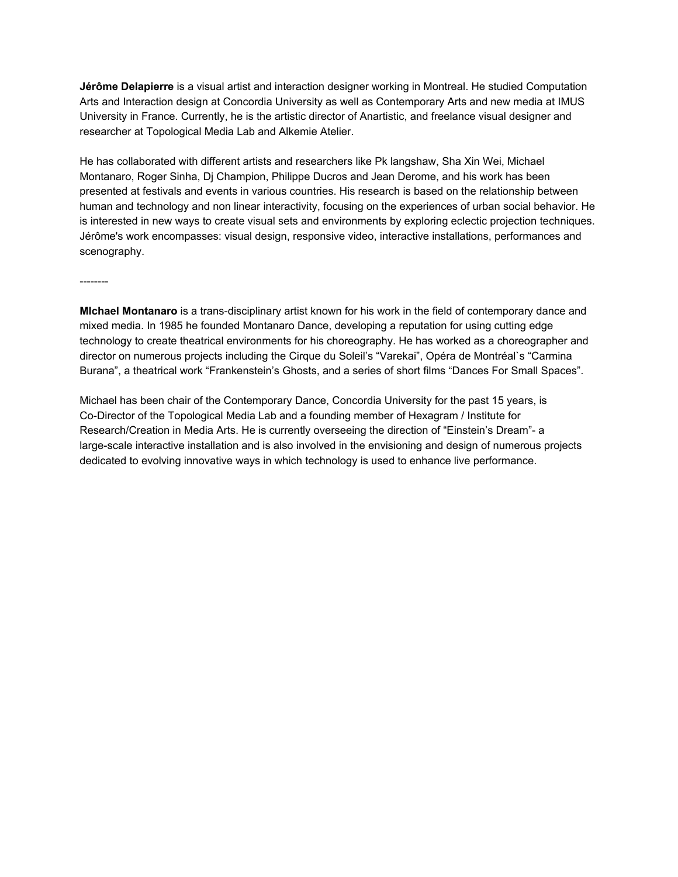**Jérôme Delapierre** is a visual artist and interaction designer working in Montreal. He studied Computation Arts and Interaction design at Concordia University as well as Contemporary Arts and new media at IMUS University in France. Currently, he is the artistic director of Anartistic, and freelance visual designer and researcher at Topological Media Lab and Alkemie Atelier.

He has collaborated with different artists and researchers like Pk langshaw, Sha Xin Wei, Michael Montanaro, Roger Sinha, Dj Champion, Philippe Ducros and Jean Derome, and his work has been presented at festivals and events in various countries. His research is based on the relationship between human and technology and non linear interactivity, focusing on the experiences of urban social behavior. He is interested in new ways to create visual sets and environments by exploring eclectic projection techniques. Jérôme's work encompasses: visual design, responsive video, interactive installations, performances and scenography.

--------

**MIchael Montanaro** is a trans-disciplinary artist known for his work in the field of contemporary dance and mixed media. In 1985 he founded Montanaro Dance, developing a reputation for using cutting edge technology to create theatrical environments for his choreography. He has worked as a choreographer and director on numerous projects including the Cirque du Soleil's "Varekai", Opéra de Montréal`s "Carmina Burana", a theatrical work "Frankenstein's Ghosts, and a series of short films "Dances For Small Spaces".

Michael has been chair of the Contemporary Dance, Concordia University for the past 15 years, is Co-Director of the Topological Media Lab and a founding member of Hexagram / Institute for Research/Creation in Media Arts. He is currently overseeing the direction of "Einstein's Dream"- a large-scale interactive installation and is also involved in the envisioning and design of numerous projects dedicated to evolving innovative ways in which technology is used to enhance live performance.